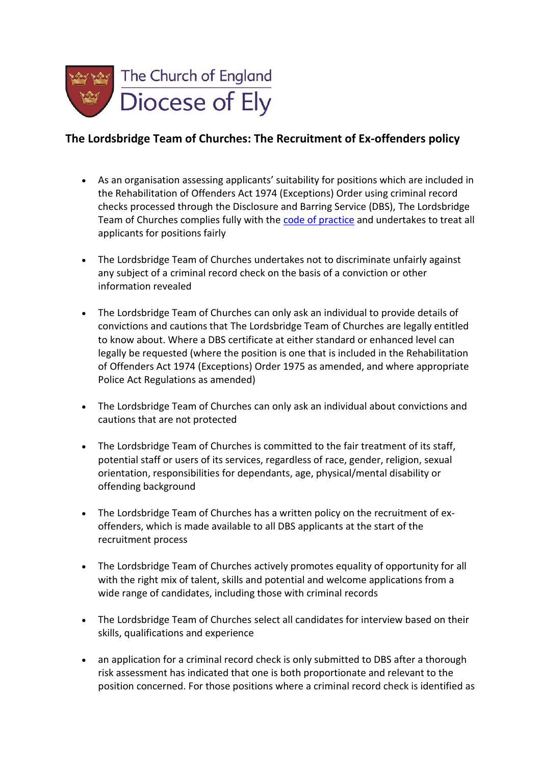The Church of England
Diocese of Ely

## The Lordsbridge Team of Churches: The Recruitment of Ex-offenders policy

- As an organisation assessing applicants' suitability for positions which are included in the Rehabilitation of Offenders Act 1974 (Exceptions) Order using criminal record checks processed through the Disclosure and Barring Service (DBS), The Lordsbridge Team of Churches complies fully with the code of practice and undertakes to treat all applicants for positions fairly

- The Lordsbridge Team of Churches undertakes not to discriminate unfairly against any subject of a criminal record check on the basis of a conviction or other information revealed

- The Lordsbridge Team of Churches can only ask an individual to provide details of convictions and cautions that The Lordsbridge Team of Churches are legally entitled to know about. Where a DBS certificate at either standard or enhanced level can legally be requested (where the position is one that is included in the Rehabilitation of Offenders Act 1974 (Exceptions) Order 1975 as amended, and where appropriate Police Act Regulations as amended)

- The Lordsbridge Team of Churches can only ask an individual about convictions and cautions that are not protected

- The Lordsbridge Team of Churches is committed to the fair treatment of its staff, potential staff or users of its services, regardless of race, gender, religion, sexual orientation, responsibilities for dependants, age, physical/mental disability or offending background

- The Lordsbridge Team of Churches has a written policy on the recruitment of ex-offenders, which is made available to all DBS applicants at the start of the recruitment process

- The Lordsbridge Team of Churches actively promotes equality of opportunity for all with the right mix of talent, skills and potential and welcome applications from a wide range of candidates, including those with criminal records

- The Lordsbridge Team of Churches select all candidates for interview based on their skills, qualifications and experience

- an application for a criminal record check is only submitted to DBS after a thorough risk assessment has indicated that one is both proportionate and relevant to the position concerned. For those positions where a criminal record check is identified as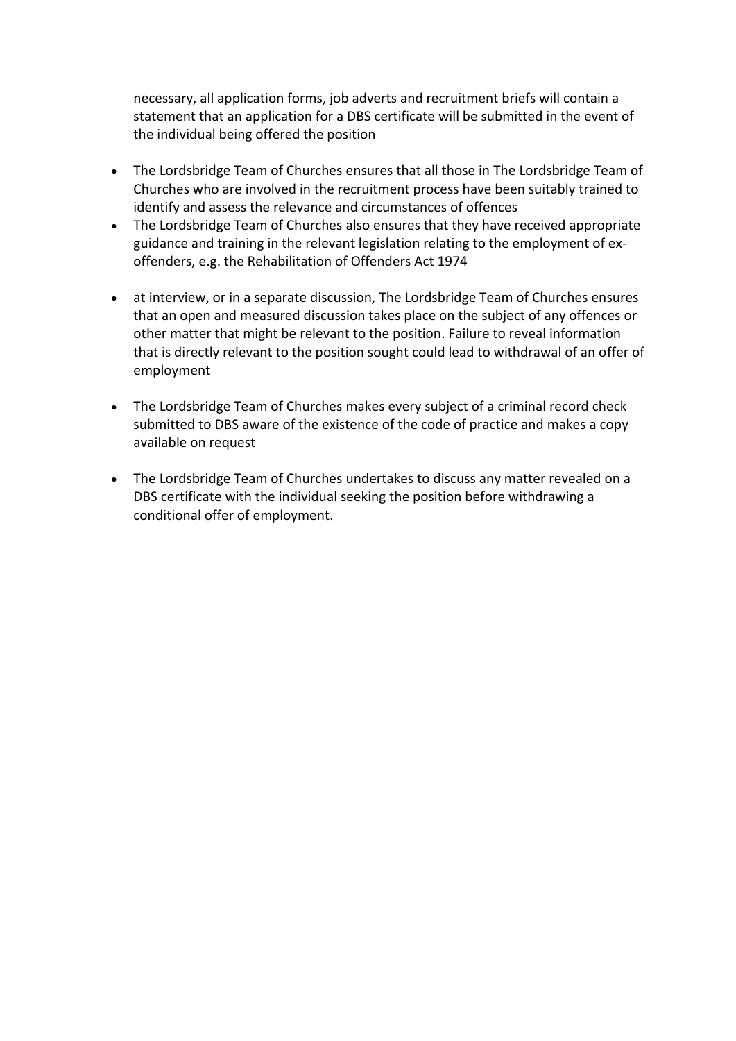necessary, all application forms, job adverts and recruitment briefs will contain a statement that an application for a DBS certificate will be submitted in the event of the individual being offered the position

- The Lordsbridge Team of Churches ensures that all those in The Lordsbridge Team of Churches who are involved in the recruitment process have been suitably trained to identify and assess the relevance and circumstances of offences
- The Lordsbridge Team of Churches also ensures that they have received appropriate guidance and training in the relevant legislation relating to the employment of ex-offenders, e.g. the Rehabilitation of Offenders Act 1974
- at interview, or in a separate discussion, The Lordsbridge Team of Churches ensures that an open and measured discussion takes place on the subject of any offences or other matter that might be relevant to the position. Failure to reveal information that is directly relevant to the position sought could lead to withdrawal of an offer of employment
- The Lordsbridge Team of Churches makes every subject of a criminal record check submitted to DBS aware of the existence of the code of practice and makes a copy available on request
- The Lordsbridge Team of Churches undertakes to discuss any matter revealed on a DBS certificate with the individual seeking the position before withdrawing a conditional offer of employment.